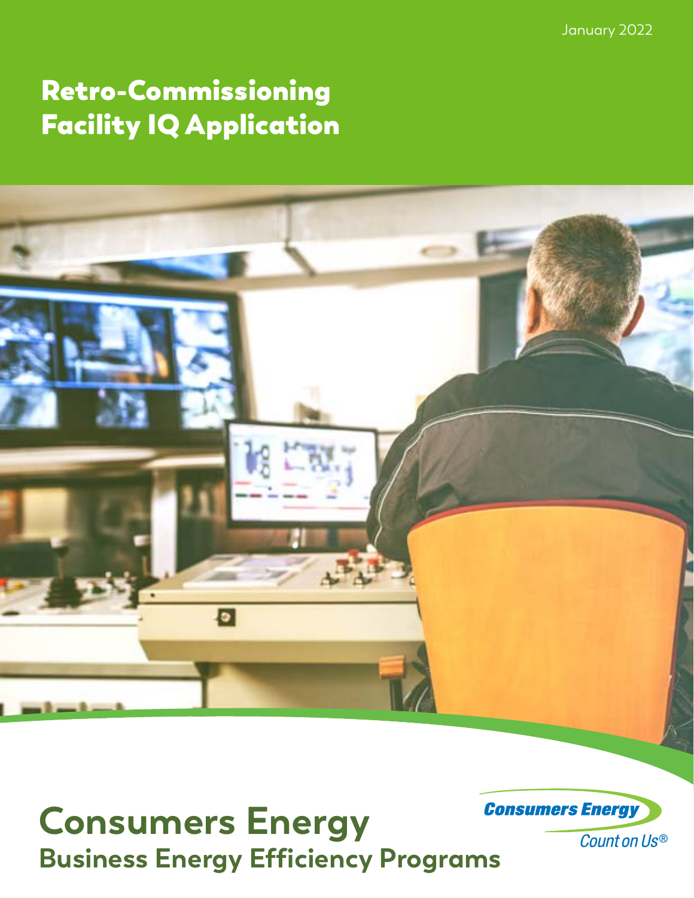January 2022

# Retro-Commissioning Facility IQ Application

# Consumers Energy

## Business Energy Efficiency Programs

Consumers Energy

Count on Us®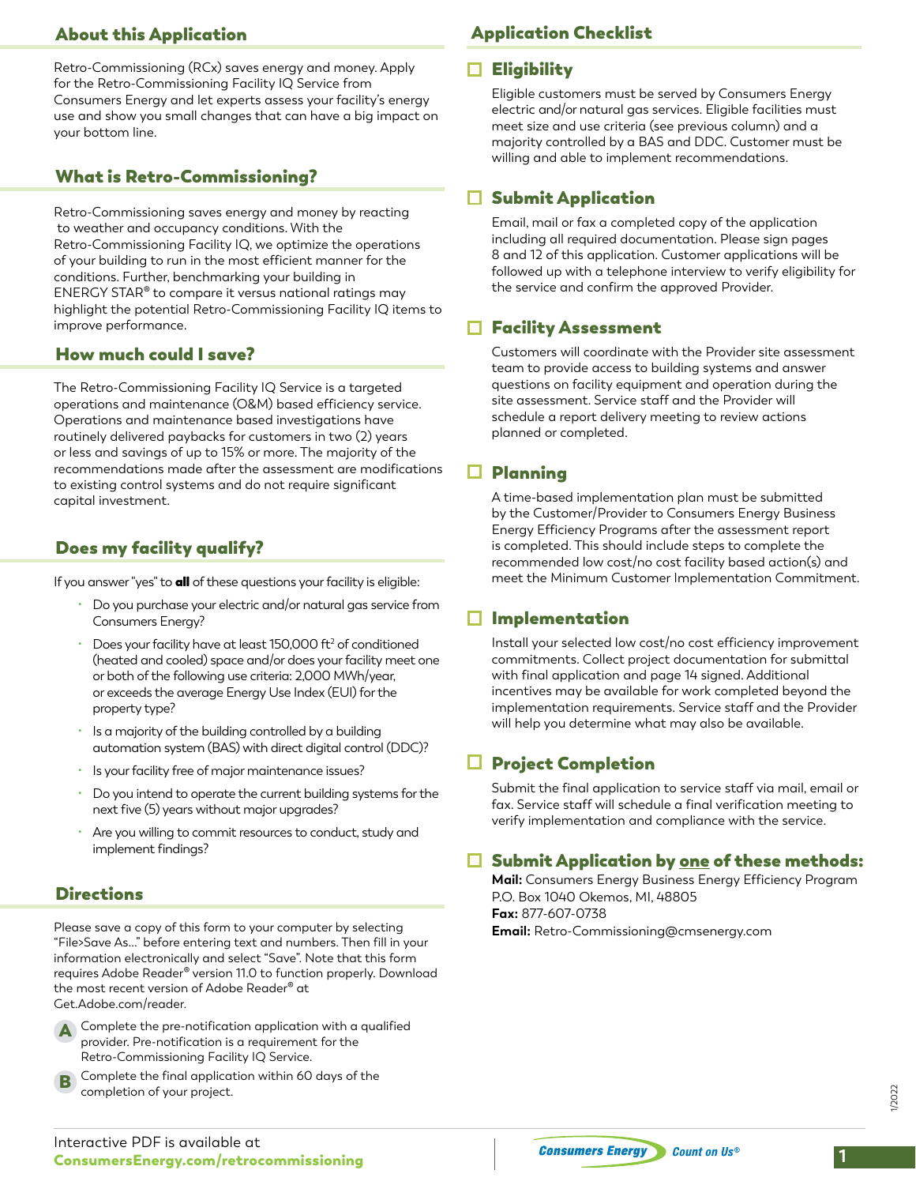## About this Application

Retro-Commissioning (RCx) saves energy and money. Apply for the Retro-Commissioning Facility IQ Service from Consumers Energy and let experts assess your facility's energy use and show you small changes that can have a big impact on your bottom line.

## What is Retro-Commissioning?

Retro-Commissioning saves energy and money by reacting to weather and occupancy conditions. With the Retro-Commissioning Facility IQ, we optimize the operations of your building to run in the most efficient manner for the conditions. Further, benchmarking your building in ENERGY STAR® to compare it versus national ratings may highlight the potential Retro-Commissioning Facility IQ items to improve performance.

## How much could I save?

The Retro-Commissioning Facility IQ Service is a targeted operations and maintenance (O&M) based efficiency service. Operations and maintenance based investigations have routinely delivered paybacks for customers in two (2) years or less and savings of up to 15% or more. The majority of the recommendations made after the assessment are modifications to existing control systems and do not require significant capital investment.

## Does my facility qualify?

If you answer "yes" to **all** of these questions your facility is eligible:

- Do you purchase your electric and/or natural gas service from Consumers Energy?
- Does your facility have at least 150,000 $ft^2$ of conditioned (heated and cooled) space and/or does your facility meet one or both of the following use criteria: 2,000 MWh/year, or exceeds the average Energy Use Index (EUI) for the property type?
- Is a majority of the building controlled by a building automation system (BAS) with direct digital control (DDC)?
- Is your facility free of major maintenance issues?
- Do you intend to operate the current building systems for the next five (5) years without major upgrades?
- Are you willing to commit resources to conduct, study and implement findings?

## Directions

Please save a copy of this form to your computer by selecting "File>Save As..." before entering text and numbers. Then fill in your information electronically and select "Save". Note that this form requires Adobe Reader® version 11.0 to function properly. Download the most recent version of Adobe Reader® at Get.Adobe.com/reader.

**A** Complete the pre-notification application with a qualified provider. Pre-notification is a requirement for the Retro-Commissioning Facility IQ Service.

**B** Complete the final application within 60 days of the completion of your project.

## Application Checklist

### ☐ Eligibility

Eligible customers must be served by Consumers Energy electric and/or natural gas services. Eligible facilities must meet size and use criteria (see previous column) and a majority controlled by a BAS and DDC. Customer must be willing and able to implement recommendations.

### ☐ Submit Application

Email, mail or fax a completed copy of the application including all required documentation. Please sign pages 8 and 12 of this application. Customer applications will be followed up with a telephone interview to verify eligibility for the service and confirm the approved Provider.

### ☐ Facility Assessment

Customers will coordinate with the Provider site assessment team to provide access to building systems and answer questions on facility equipment and operation during the site assessment. Service staff and the Provider will schedule a report delivery meeting to review actions planned or completed.

### ☐ Planning

A time-based implementation plan must be submitted by the Customer/Provider to Consumers Energy Business Energy Efficiency Programs after the assessment report is completed. This should include steps to complete the recommended low cost/no cost facility based action(s) and meet the Minimum Customer Implementation Commitment.

### ☐ Implementation

Install your selected low cost/no cost efficiency improvement commitments. Collect project documentation for submittal with final application and page 14 signed. Additional incentives may be available for work completed beyond the implementation requirements. Service staff and the Provider will help you determine what may also be available.

### ☐ Project Completion

Submit the final application to service staff via mail, email or fax. Service staff will schedule a final verification meeting to verify implementation and compliance with the service.

### ☐ Submit Application by one of these methods:

**Mail:** Consumers Energy Business Energy Efficiency Program P.O. Box 1040 Okemos, MI, 48805
**Fax:** 877-607-0738
**Email:** Retro-Commissioning@cmsenergy.com

Interactive PDF is available at **ConsumersEnergy.com/retrocommissioning**

1/2022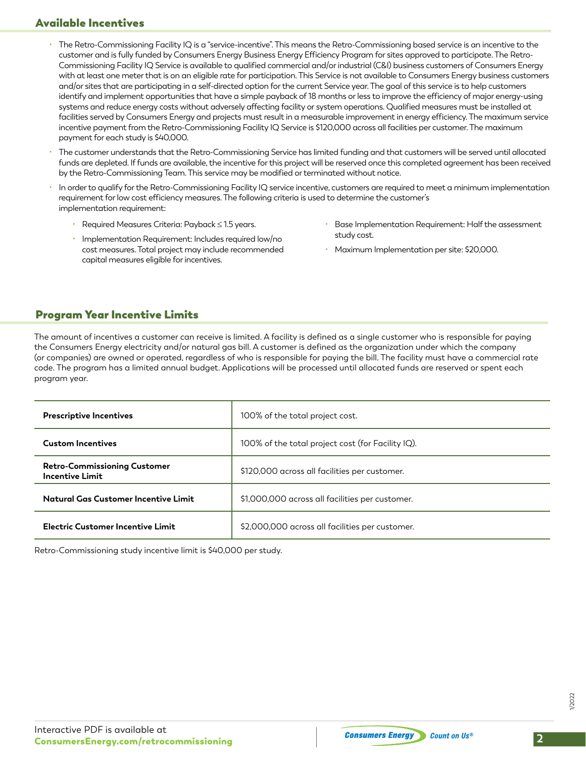## Available Incentives

- The Retro-Commissioning Facility IQ is a "service-incentive". This means the Retro-Commissioning based service is an incentive to the customer and is fully funded by Consumers Energy Business Energy Efficiency Program for sites approved to participate. The Retro-Commissioning Facility IQ Service is available to qualified commercial and/or industrial (C&I) business customers of Consumers Energy with at least one meter that is on an eligible rate for participation. This Service is not available to Consumers Energy business customers and/or sites that are participating in a self-directed option for the current Service year. The goal of this service is to help customers identify and implement opportunities that have a simple payback of 18 months or less to improve the efficiency of major energy-using systems and reduce energy costs without adversely affecting facility or system operations. Qualified measures must be installed at facilities served by Consumers Energy and projects must result in a measurable improvement in energy efficiency. The maximum service incentive payment from the Retro-Commissioning Facility IQ Service is $120,000 across all facilities per customer. The maximum payment for each study is $40,000.
- The customer understands that the Retro-Commissioning Service has limited funding and that customers will be served until allocated funds are depleted. If funds are available, the incentive for this project will be reserved once this completed agreement has been received by the Retro-Commissioning Team. This service may be modified or terminated without notice.
- In order to qualify for the Retro-Commissioning Facility IQ service incentive, customers are required to meet a minimum implementation requirement for low cost efficiency measures. The following criteria is used to determine the customer's implementation requirement:
  - Required Measures Criteria: Payback ≤ 1.5 years.
  - Implementation Requirement: Includes required low/no cost measures. Total project may include recommended capital measures eligible for incentives.
  - Base Implementation Requirement: Half the assessment study cost.
  - Maximum Implementation per site: $20,000.

## Program Year Incentive Limits

The amount of incentives a customer can receive is limited. A facility is defined as a single customer who is responsible for paying the Consumers Energy electricity and/or natural gas bill. A customer is defined as the organization under which the company (or companies) are owned or operated, regardless of who is responsible for paying the bill. The facility must have a commercial rate code. The program has a limited annual budget. Applications will be processed until allocated funds are reserved or spent each program year.

| | |
|---|---|
| **Prescriptive Incentives** | 100% of the total project cost. |
| **Custom Incentives** | 100% of the total project cost (for Facility IQ). |
| **Retro-Commissioning Customer Incentive Limit** | $120,000 across all facilities per customer. |
| **Natural Gas Customer Incentive Limit** | $1,000,000 across all facilities per customer. |
| **Electric Customer Incentive Limit** | $2,000,000 across all facilities per customer. |

Retro-Commissioning study incentive limit is $40,000 per study.

Interactive PDF is available at
**ConsumersEnergy.com/retrocommissioning**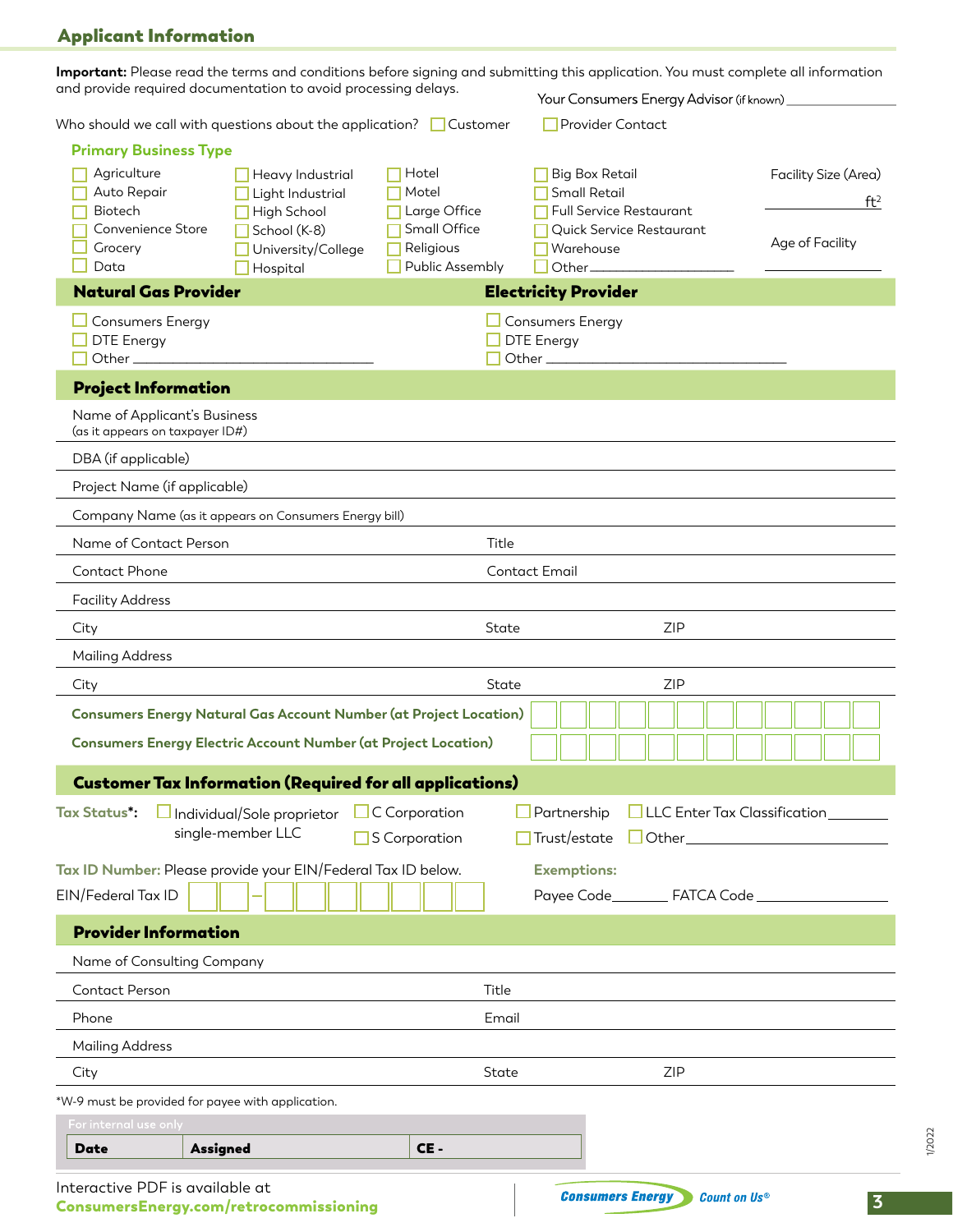## Applicant Information

**Important:** Please read the terms and conditions before signing and submitting this application. You must complete all information and provide required documentation to avoid processing delays.

Your Consumers Energy Advisor (if known) ______________

Who should we call with questions about the application? ☐ Customer ☐ Provider Contact

### Primary Business Type

| | | | | |
|---|---|---|---|---|
| ☐ Agriculture | ☐ Heavy Industrial | ☐ Hotel | ☐ Big Box Retail | Facility Size (Area) |
| ☐ Auto Repair | ☐ Light Industrial | ☐ Motel | ☐ Small Retail | ______ ft² |
| ☐ Biotech | ☐ High School | ☐ Large Office | ☐ Full Service Restaurant | |
| ☐ Convenience Store | ☐ School (K-8) | ☐ Small Office | ☐ Quick Service Restaurant | Age of Facility |
| ☐ Grocery | ☐ University/College | ☐ Religious | ☐ Warehouse | |
| ☐ Data | ☐ Hospital | ☐ Public Assembly | ☐ Other ______________ | ______________ |

| Natural Gas Provider | Electricity Provider |
|---|---|
| ☐ Consumers Energy | ☐ Consumers Energy |
| ☐ DTE Energy | ☐ DTE Energy |
| ☐ Other ______________ | ☐ Other ______________ |

### Project Information

Name of Applicant's Business (as it appears on taxpayer ID#) ______________

DBA (if applicable) ______________

Project Name (if applicable) ______________

Company Name (as it appears on Consumers Energy bill) ______________

Name of Contact Person ______________ Title ______________

Contact Phone ______________ Contact Email ______________

Facility Address ______________

City ______________ State ______________ ZIP ______________

Mailing Address ______________

City ______________ State ______________ ZIP ______________

**Consumers Energy Natural Gas Account Number (at Project Location)** ☐☐☐☐☐☐☐☐☐☐☐☐

**Consumers Energy Electric Account Number (at Project Location)** ☐☐☐☐☐☐☐☐☐☐☐☐

### Customer Tax Information (Required for all applications)

**Tax Status***: ☐ Individual/Sole proprietor single-member LLC ☐ C Corporation ☐ S Corporation ☐ Partnership ☐ Trust/estate ☐ LLC Enter Tax Classification ________ ☐ Other ______________

**Tax ID Number:** Please provide your EIN/Federal Tax ID below.

EIN/Federal Tax ID ☐☐ – ☐☐☐☐☐☐☐

**Exemptions:**

Payee Code ________ FATCA Code ______________

### Provider Information

Name of Consulting Company ______________

Contact Person ______________ Title ______________

Phone ______________ Email ______________

Mailing Address ______________

City ______________ State ______________ ZIP ______________

*W-9 must be provided for payee with application.

| For internal use only | | |
|---|---|---|
| **Date** | **Assigned** | **CE -** |

Interactive PDF is available at **ConsumersEnergy.com/retrocommissioning**

1/2022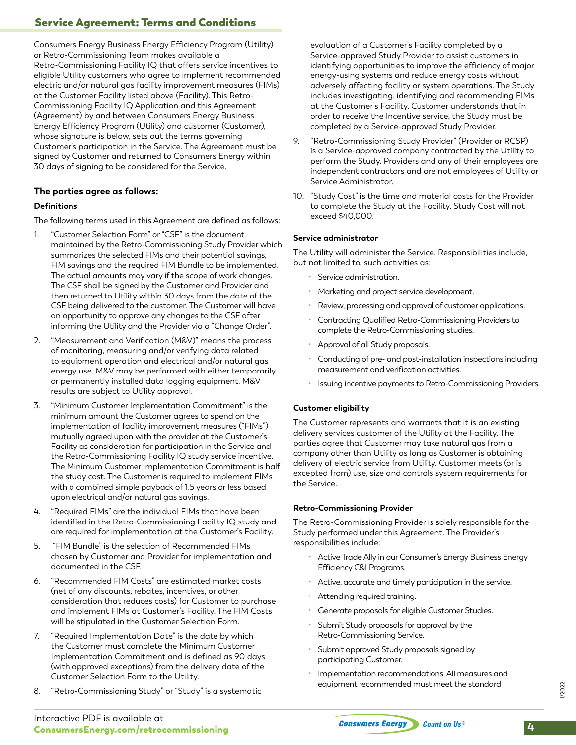## Service Agreement: Terms and Conditions

Consumers Energy Business Energy Efficiency Program (Utility) or Retro-Commissioning Team makes available a Retro-Commissioning Facility IQ that offers service incentives to eligible Utility customers who agree to implement recommended electric and/or natural gas facility improvement measures (FIMs) at the Customer Facility listed above (Facility). This Retro-Commissioning Facility IQ Application and this Agreement (Agreement) by and between Consumers Energy Business Energy Efficiency Program (Utility) and customer (Customer), whose signature is below, sets out the terms governing Customer's participation in the Service. The Agreement must be signed by Customer and returned to Consumers Energy within 30 days of signing to be considered for the Service.

### The parties agree as follows:

#### Definitions

The following terms used in this Agreement are defined as follows:

1. "Customer Selection Form" or "CSF" is the document maintained by the Retro-Commissioning Study Provider which summarizes the selected FIMs and their potential savings, FIM savings and the required FIM Bundle to be implemented. The actual amounts may vary if the scope of work changes. The CSF shall be signed by the Customer and Provider and then returned to Utility within 30 days from the date of the CSF being delivered to the customer. The Customer will have an opportunity to approve any changes to the CSF after informing the Utility and the Provider via a "Change Order".
2. "Measurement and Verification (M&V)" means the process of monitoring, measuring and/or verifying data related to equipment operation and electrical and/or natural gas energy use. M&V may be performed with either temporarily or permanently installed data logging equipment. M&V results are subject to Utility approval.
3. "Minimum Customer Implementation Commitment" is the minimum amount the Customer agrees to spend on the implementation of facility improvement measures ("FIMs") mutually agreed upon with the provider at the Customer's Facility as consideration for participation in the Service and the Retro-Commissioning Facility IQ study service incentive. The Minimum Customer Implementation Commitment is half the study cost. The Customer is required to implement FIMs with a combined simple payback of 1.5 years or less based upon electrical and/or natural gas savings.
4. "Required FIMs" are the individual FIMs that have been identified in the Retro-Commissioning Facility IQ study and are required for implementation at the Customer's Facility.
5. "FIM Bundle" is the selection of Recommended FIMs chosen by Customer and Provider for implementation and documented in the CSF.
6. "Recommended FIM Costs" are estimated market costs (net of any discounts, rebates, incentives, or other consideration that reduces costs) for Customer to purchase and implement FIMs at Customer's Facility. The FIM Costs will be stipulated in the Customer Selection Form.
7. "Required Implementation Date" is the date by which the Customer must complete the Minimum Customer Implementation Commitment and is defined as 90 days (with approved exceptions) from the delivery date of the Customer Selection Form to the Utility.
8. "Retro-Commissioning Study" or "Study" is a systematic evaluation of a Customer's Facility completed by a Service-approved Study Provider to assist customers in identifying opportunities to improve the efficiency of major energy-using systems and reduce energy costs without adversely affecting facility or system operations. The Study includes investigating, identifying and recommending FIMs at the Customer's Facility. Customer understands that in order to receive the Incentive service, the Study must be completed by a Service-approved Study Provider.
9. "Retro-Commissioning Study Provider" (Provider or RCSP) is a Service-approved company contracted by the Utility to perform the Study. Providers and any of their employees are independent contractors and are not employees of Utility or Service Administrator.
10. "Study Cost" is the time and material costs for the Provider to complete the Study at the Facility. Study Cost will not exceed $40,000.

#### Service administrator

The Utility will administer the Service. Responsibilities include, but not limited to, such activities as:

- Service administration.
- Marketing and project service development.
- Review, processing and approval of customer applications.
- Contracting Qualified Retro-Commissioning Providers to complete the Retro-Commissioning studies.
- Approval of all Study proposals.
- Conducting of pre- and post-installation inspections including measurement and verification activities.
- Issuing incentive payments to Retro-Commissioning Providers.

#### Customer eligibility

The Customer represents and warrants that it is an existing delivery services customer of the Utility at the Facility. The parties agree that Customer may take natural gas from a company other than Utility as long as Customer is obtaining delivery of electric service from Utility. Customer meets (or is excepted from) use, size and controls system requirements for the Service.

#### Retro-Commissioning Provider

The Retro-Commissioning Provider is solely responsible for the Study performed under this Agreement. The Provider's responsibilities include:

- Active Trade Ally in our Consumer's Energy Business Energy Efficiency C&I Programs.
- Active, accurate and timely participation in the service.
- Attending required training.
- Generate proposals for eligible Customer Studies.
- Submit Study proposals for approval by the Retro-Commissioning Service.
- Submit approved Study proposals signed by participating Customer.
- Implementation recommendations. All measures and equipment recommended must meet the standard

Interactive PDF is available at **ConsumersEnergy.com/retrocommissioning**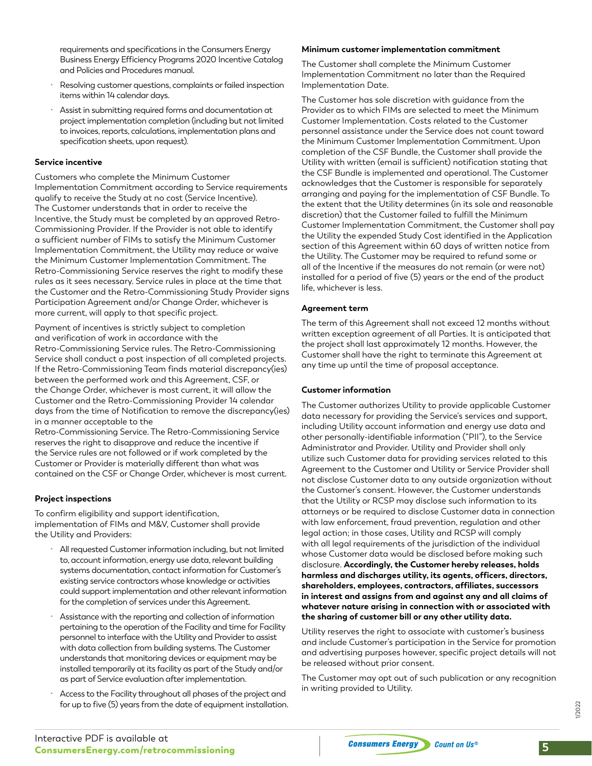requirements and specifications in the Consumers Energy Business Energy Efficiency Programs 2020 Incentive Catalog and Policies and Procedures manual.

- Resolving customer questions, complaints or failed inspection items within 14 calendar days.
- Assist in submitting required forms and documentation at project implementation completion (including but not limited to invoices, reports, calculations, implementation plans and specification sheets, upon request).

**Service incentive**

Customers who complete the Minimum Customer Implementation Commitment according to Service requirements qualify to receive the Study at no cost (Service Incentive). The Customer understands that in order to receive the Incentive, the Study must be completed by an approved Retro-Commissioning Provider. If the Provider is not able to identify a sufficient number of FIMs to satisfy the Minimum Customer Implementation Commitment, the Utility may reduce or waive the Minimum Customer Implementation Commitment. The Retro-Commissioning Service reserves the right to modify these rules as it sees necessary. Service rules in place at the time that the Customer and the Retro-Commissioning Study Provider signs Participation Agreement and/or Change Order, whichever is more current, will apply to that specific project.

Payment of incentives is strictly subject to completion and verification of work in accordance with the Retro-Commissioning Service rules. The Retro-Commissioning Service shall conduct a post inspection of all completed projects. If the Retro-Commissioning Team finds material discrepancy(ies) between the performed work and this Agreement, CSF, or the Change Order, whichever is most current, it will allow the Customer and the Retro-Commissioning Provider 14 calendar days from the time of Notification to remove the discrepancy(ies) in a manner acceptable to the Retro-Commissioning Service. The Retro-Commissioning Service reserves the right to disapprove and reduce the incentive if the Service rules are not followed or if work completed by the Customer or Provider is materially different than what was contained on the CSF or Change Order, whichever is most current.

**Project inspections**

To confirm eligibility and support identification, implementation of FIMs and M&V, Customer shall provide the Utility and Providers:

- All requested Customer information including, but not limited to, account information, energy use data, relevant building systems documentation, contact information for Customer's existing service contractors whose knowledge or activities could support implementation and other relevant information for the completion of services under this Agreement.
- Assistance with the reporting and collection of information pertaining to the operation of the Facility and time for Facility personnel to interface with the Utility and Provider to assist with data collection from building systems. The Customer understands that monitoring devices or equipment may be installed temporarily at its facility as part of the Study and/or as part of Service evaluation after implementation.
- Access to the Facility throughout all phases of the project and for up to five (5) years from the date of equipment installation.

**Minimum customer implementation commitment**

The Customer shall complete the Minimum Customer Implementation Commitment no later than the Required Implementation Date.

The Customer has sole discretion with guidance from the Provider as to which FIMs are selected to meet the Minimum Customer Implementation. Costs related to the Customer personnel assistance under the Service does not count toward the Minimum Customer Implementation Commitment. Upon completion of the CSF Bundle, the Customer shall provide the Utility with written (email is sufficient) notification stating that the CSF Bundle is implemented and operational. The Customer acknowledges that the Customer is responsible for separately arranging and paying for the implementation of CSF Bundle. To the extent that the Utility determines (in its sole and reasonable discretion) that the Customer failed to fulfill the Minimum Customer Implementation Commitment, the Customer shall pay the Utility the expended Study Cost identified in the Application section of this Agreement within 60 days of written notice from the Utility. The Customer may be required to refund some or all of the Incentive if the measures do not remain (or were not) installed for a period of five (5) years or the end of the product life, whichever is less.

**Agreement term**

The term of this Agreement shall not exceed 12 months without written exception agreement of all Parties. It is anticipated that the project shall last approximately 12 months. However, the Customer shall have the right to terminate this Agreement at any time up until the time of proposal acceptance.

**Customer information**

The Customer authorizes Utility to provide applicable Customer data necessary for providing the Service's services and support, including Utility account information and energy use data and other personally-identifiable information ("PII"), to the Service Administrator and Provider. Utility and Provider shall only utilize such Customer data for providing services related to this Agreement to the Customer and Utility or Service Provider shall not disclose Customer data to any outside organization without the Customer's consent. However, the Customer understands that the Utility or RCSP may disclose such information to its attorneys or be required to disclose Customer data in connection with law enforcement, fraud prevention, regulation and other legal action; in those cases, Utility and RCSP will comply with all legal requirements of the jurisdiction of the individual whose Customer data would be disclosed before making such disclosure. **Accordingly, the Customer hereby releases, holds harmless and discharges utility, its agents, officers, directors, shareholders, employees, contractors, affiliates, successors in interest and assigns from and against any and all claims of whatever nature arising in connection with or associated with the sharing of customer bill or any other utility data.**

Utility reserves the right to associate with customer's business and include Customer's participation in the Service for promotion and advertising purposes however, specific project details will not be released without prior consent.

The Customer may opt out of such publication or any recognition in writing provided to Utility.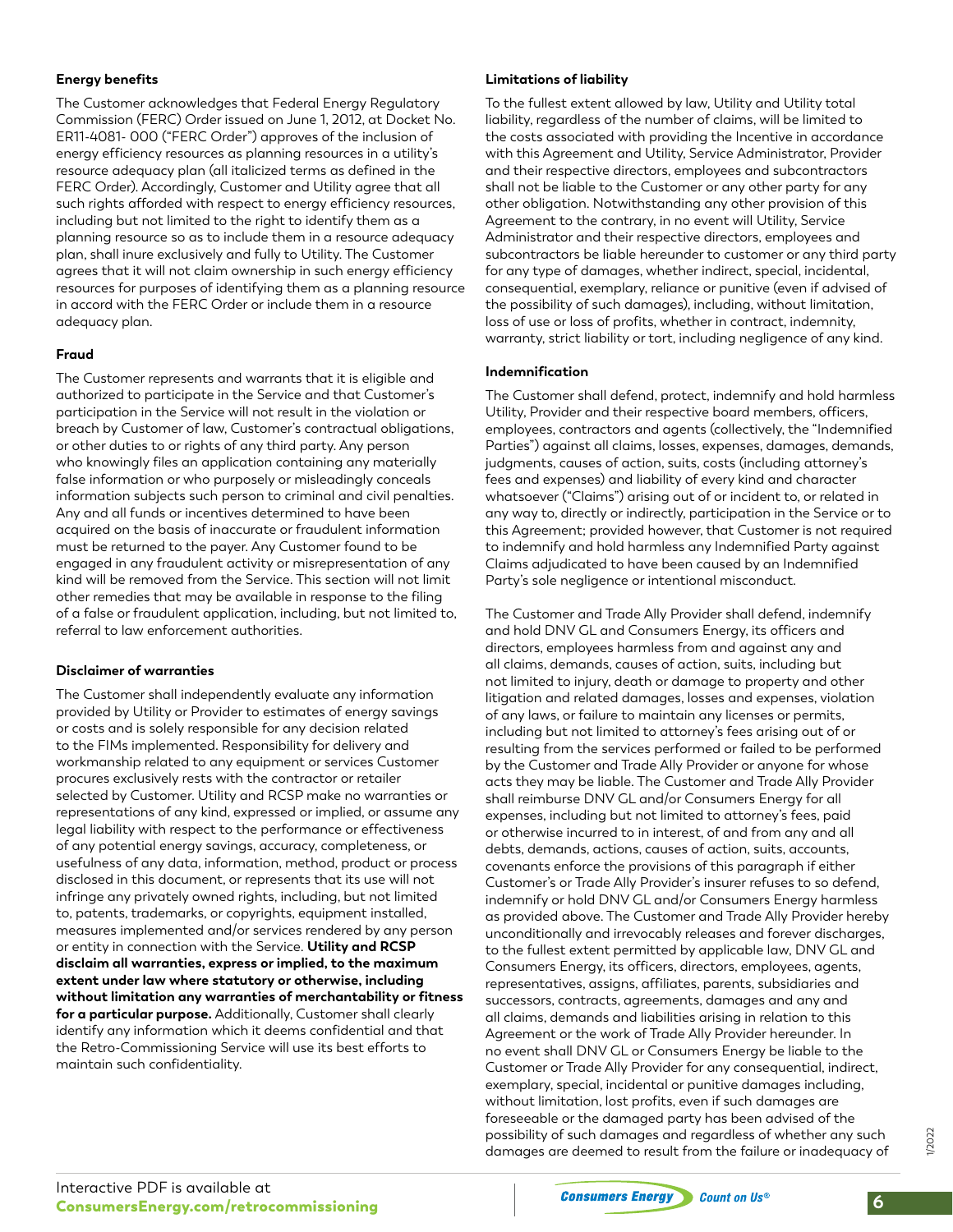#### Energy benefits

The Customer acknowledges that Federal Energy Regulatory Commission (FERC) Order issued on June 1, 2012, at Docket No. ER11-4081- 000 ("FERC Order") approves of the inclusion of energy efficiency resources as planning resources in a utility's resource adequacy plan (all italicized terms as defined in the FERC Order). Accordingly, Customer and Utility agree that all such rights afforded with respect to energy efficiency resources, including but not limited to the right to identify them as a planning resource so as to include them in a resource adequacy plan, shall inure exclusively and fully to Utility. The Customer agrees that it will not claim ownership in such energy efficiency resources for purposes of identifying them as a planning resource in accord with the FERC Order or include them in a resource adequacy plan.

#### Fraud

The Customer represents and warrants that it is eligible and authorized to participate in the Service and that Customer's participation in the Service will not result in the violation or breach by Customer of law, Customer's contractual obligations, or other duties to or rights of any third party. Any person who knowingly files an application containing any materially false information or who purposely or misleadingly conceals information subjects such person to criminal and civil penalties. Any and all funds or incentives determined to have been acquired on the basis of inaccurate or fraudulent information must be returned to the payer. Any Customer found to be engaged in any fraudulent activity or misrepresentation of any kind will be removed from the Service. This section will not limit other remedies that may be available in response to the filing of a false or fraudulent application, including, but not limited to, referral to law enforcement authorities.

#### Disclaimer of warranties

The Customer shall independently evaluate any information provided by Utility or Provider to estimates of energy savings or costs and is solely responsible for any decision related to the FIMs implemented. Responsibility for delivery and workmanship related to any equipment or services Customer procures exclusively rests with the contractor or retailer selected by Customer. Utility and RCSP make no warranties or representations of any kind, expressed or implied, or assume any legal liability with respect to the performance or effectiveness of any potential energy savings, accuracy, completeness, or usefulness of any data, information, method, product or process disclosed in this document, or represents that its use will not infringe any privately owned rights, including, but not limited to, patents, trademarks, or copyrights, equipment installed, measures implemented and/or services rendered by any person or entity in connection with the Service. **Utility and RCSP disclaim all warranties, express or implied, to the maximum extent under law where statutory or otherwise, including without limitation any warranties of merchantability or fitness for a particular purpose.** Additionally, Customer shall clearly identify any information which it deems confidential and that the Retro-Commissioning Service will use its best efforts to maintain such confidentiality.

#### Limitations of liability

To the fullest extent allowed by law, Utility and Utility total liability, regardless of the number of claims, will be limited to the costs associated with providing the Incentive in accordance with this Agreement and Utility, Service Administrator, Provider and their respective directors, employees and subcontractors shall not be liable to the Customer or any other party for any other obligation. Notwithstanding any other provision of this Agreement to the contrary, in no event will Utility, Service Administrator and their respective directors, employees and subcontractors be liable hereunder to customer or any third party for any type of damages, whether indirect, special, incidental, consequential, exemplary, reliance or punitive (even if advised of the possibility of such damages), including, without limitation, loss of use or loss of profits, whether in contract, indemnity, warranty, strict liability or tort, including negligence of any kind.

#### Indemnification

The Customer shall defend, protect, indemnify and hold harmless Utility, Provider and their respective board members, officers, employees, contractors and agents (collectively, the "Indemnified Parties") against all claims, losses, expenses, damages, demands, judgments, causes of action, suits, costs (including attorney's fees and expenses) and liability of every kind and character whatsoever ("Claims") arising out of or incident to, or related in any way to, directly or indirectly, participation in the Service or to this Agreement; provided however, that Customer is not required to indemnify and hold harmless any Indemnified Party against Claims adjudicated to have been caused by an Indemnified Party's sole negligence or intentional misconduct.

The Customer and Trade Ally Provider shall defend, indemnify and hold DNV GL and Consumers Energy, its officers and directors, employees harmless from and against any and all claims, demands, causes of action, suits, including but not limited to injury, death or damage to property and other litigation and related damages, losses and expenses, violation of any laws, or failure to maintain any licenses or permits, including but not limited to attorney's fees arising out of or resulting from the services performed or failed to be performed by the Customer and Trade Ally Provider or anyone for whose acts they may be liable. The Customer and Trade Ally Provider shall reimburse DNV GL and/or Consumers Energy for all expenses, including but not limited to attorney's fees, paid or otherwise incurred to in interest, of and from any and all debts, demands, actions, causes of action, suits, accounts, covenants enforce the provisions of this paragraph if either Customer's or Trade Ally Provider's insurer refuses to so defend, indemnify or hold DNV GL and/or Consumers Energy harmless as provided above. The Customer and Trade Ally Provider hereby unconditionally and irrevocably releases and forever discharges, to the fullest extent permitted by applicable law, DNV GL and Consumers Energy, its officers, directors, employees, agents, representatives, assigns, affiliates, parents, subsidiaries and successors, contracts, agreements, damages and any and all claims, demands and liabilities arising in relation to this Agreement or the work of Trade Ally Provider hereunder. In no event shall DNV GL or Consumers Energy be liable to the Customer or Trade Ally Provider for any consequential, indirect, exemplary, special, incidental or punitive damages including, without limitation, lost profits, even if such damages are foreseeable or the damaged party has been advised of the possibility of such damages and regardless of whether any such damages are deemed to result from the failure or inadequacy of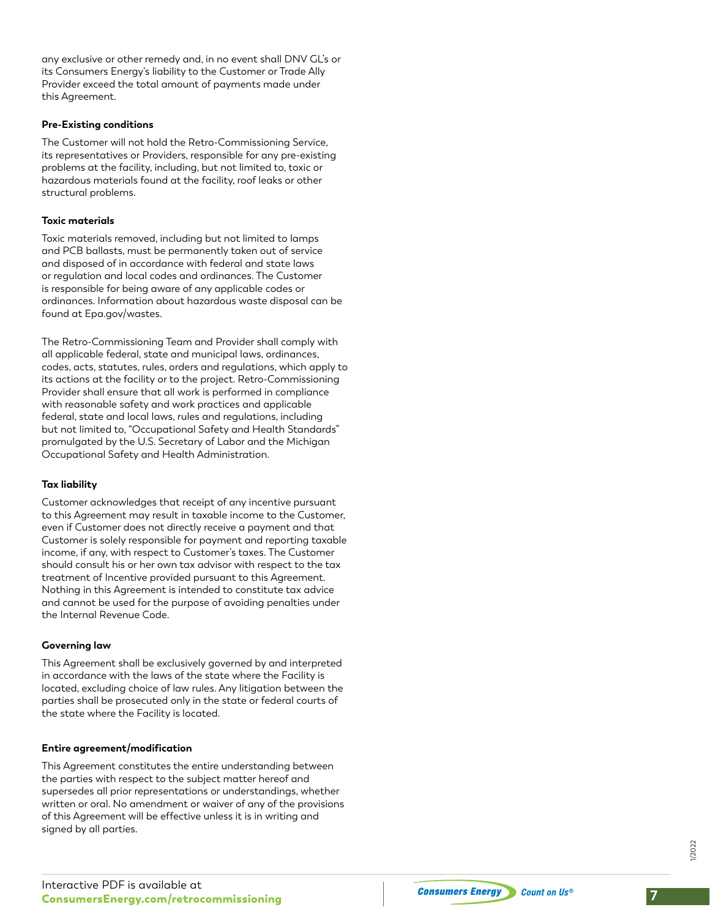any exclusive or other remedy and, in no event shall DNV GL's or its Consumers Energy's liability to the Customer or Trade Ally Provider exceed the total amount of payments made under this Agreement.

**Pre-Existing conditions**

The Customer will not hold the Retro-Commissioning Service, its representatives or Providers, responsible for any pre-existing problems at the facility, including, but not limited to, toxic or hazardous materials found at the facility, roof leaks or other structural problems.

**Toxic materials**

Toxic materials removed, including but not limited to lamps and PCB ballasts, must be permanently taken out of service and disposed of in accordance with federal and state laws or regulation and local codes and ordinances. The Customer is responsible for being aware of any applicable codes or ordinances. Information about hazardous waste disposal can be found at Epa.gov/wastes.

The Retro-Commissioning Team and Provider shall comply with all applicable federal, state and municipal laws, ordinances, codes, acts, statutes, rules, orders and regulations, which apply to its actions at the facility or to the project. Retro-Commissioning Provider shall ensure that all work is performed in compliance with reasonable safety and work practices and applicable federal, state and local laws, rules and regulations, including but not limited to, "Occupational Safety and Health Standards" promulgated by the U.S. Secretary of Labor and the Michigan Occupational Safety and Health Administration.

**Tax liability**

Customer acknowledges that receipt of any incentive pursuant to this Agreement may result in taxable income to the Customer, even if Customer does not directly receive a payment and that Customer is solely responsible for payment and reporting taxable income, if any, with respect to Customer's taxes. The Customer should consult his or her own tax advisor with respect to the tax treatment of Incentive provided pursuant to this Agreement. Nothing in this Agreement is intended to constitute tax advice and cannot be used for the purpose of avoiding penalties under the Internal Revenue Code.

**Governing law**

This Agreement shall be exclusively governed by and interpreted in accordance with the laws of the state where the Facility is located, excluding choice of law rules. Any litigation between the parties shall be prosecuted only in the state or federal courts of the state where the Facility is located.

**Entire agreement/modification**

This Agreement constitutes the entire understanding between the parties with respect to the subject matter hereof and supersedes all prior representations or understandings, whether written or oral. No amendment or waiver of any of the provisions of this Agreement will be effective unless it is in writing and signed by all parties.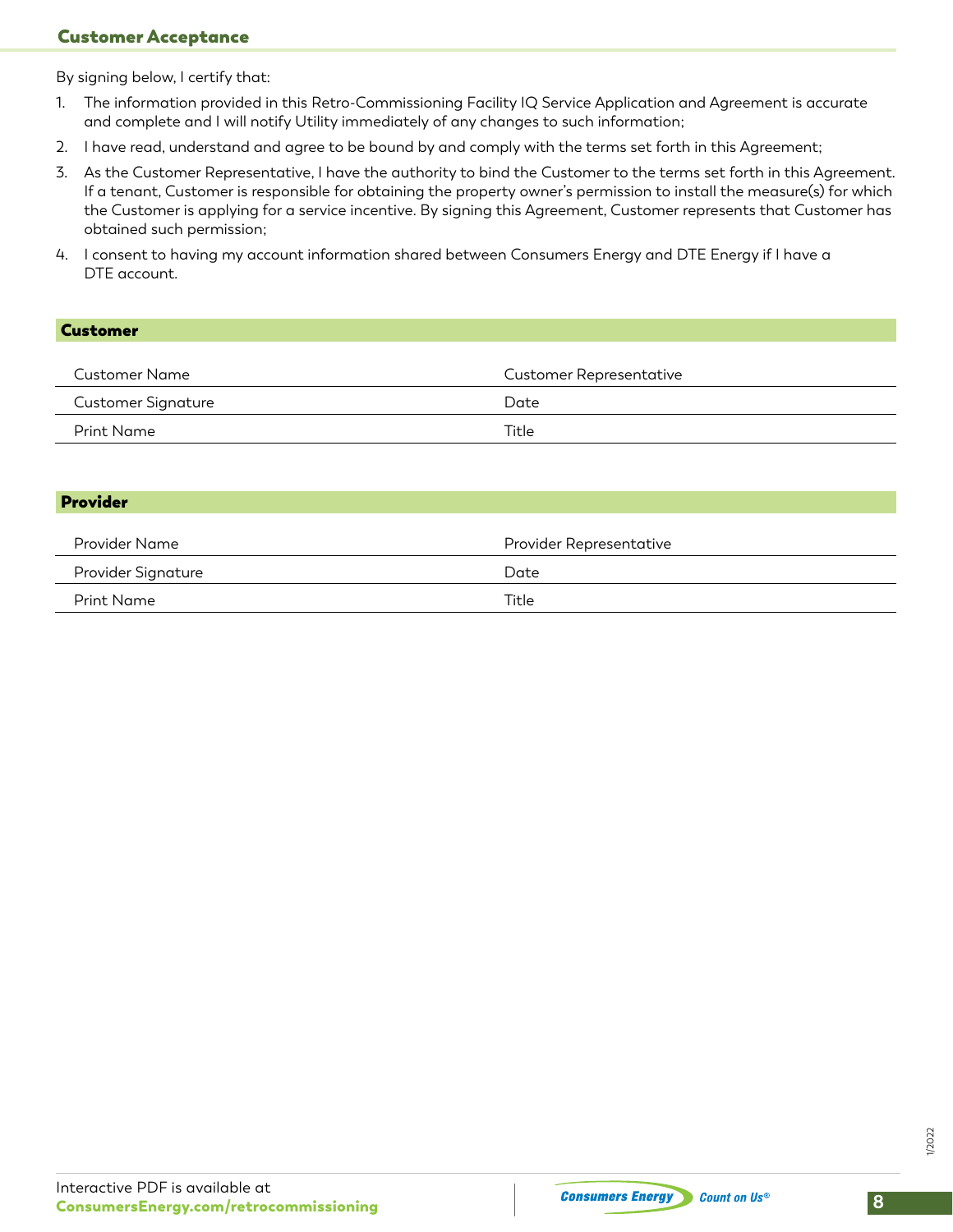## Customer Acceptance

By signing below, I certify that:

1. The information provided in this Retro-Commissioning Facility IQ Service Application and Agreement is accurate and complete and I will notify Utility immediately of any changes to such information;
2. I have read, understand and agree to be bound by and comply with the terms set forth in this Agreement;
3. As the Customer Representative, I have the authority to bind the Customer to the terms set forth in this Agreement. If a tenant, Customer is responsible for obtaining the property owner's permission to install the measure(s) for which the Customer is applying for a service incentive. By signing this Agreement, Customer represents that Customer has obtained such permission;
4. I consent to having my account information shared between Consumers Energy and DTE Energy if I have a DTE account.

### Customer

| | |
|---|---|
| Customer Name | Customer Representative |
| Customer Signature | Date |
| Print Name | Title |

### Provider

| | |
|---|---|
| Provider Name | Provider Representative |
| Provider Signature | Date |
| Print Name | Title |

Interactive PDF is available at
**ConsumersEnergy.com/retrocommissioning**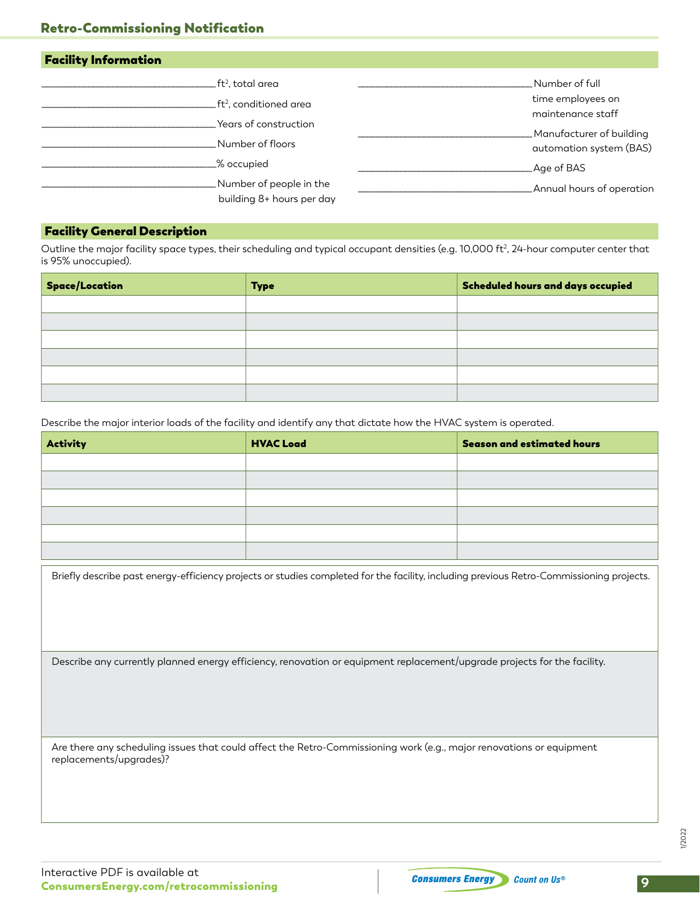## Retro-Commissioning Notification

### Facility Information

\_\_\_\_\_\_\_\_\_\_\_\_\_\_\_\_\_\_\_\_\_\_\_\_\_\_ $ft^2$, total area

\_\_\_\_\_\_\_\_\_\_\_\_\_\_\_\_\_\_\_\_\_\_\_\_\_\_ $ft^2$, conditioned area

\_\_\_\_\_\_\_\_\_\_\_\_\_\_\_\_\_\_\_\_\_\_\_\_\_\_ Years of construction

\_\_\_\_\_\_\_\_\_\_\_\_\_\_\_\_\_\_\_\_\_\_\_\_\_\_ Number of floors

\_\_\_\_\_\_\_\_\_\_\_\_\_\_\_\_\_\_\_\_\_\_\_\_\_\_ % occupied

\_\_\_\_\_\_\_\_\_\_\_\_\_\_\_\_\_\_\_\_\_\_\_\_\_\_ Number of people in the building 8+ hours per day

\_\_\_\_\_\_\_\_\_\_\_\_\_\_\_\_\_\_\_\_\_\_\_\_\_\_ Number of full time employees on maintenance staff

\_\_\_\_\_\_\_\_\_\_\_\_\_\_\_\_\_\_\_\_\_\_\_\_\_\_ Manufacturer of building automation system (BAS)

\_\_\_\_\_\_\_\_\_\_\_\_\_\_\_\_\_\_\_\_\_\_\_\_\_\_ Age of BAS

\_\_\_\_\_\_\_\_\_\_\_\_\_\_\_\_\_\_\_\_\_\_\_\_\_\_ Annual hours of operation

### Facility General Description

Outline the major facility space types, their scheduling and typical occupant densities (e.g. 10,000 $ft^2$, 24-hour computer center that is 95% unoccupied).

| Space/Location | Type | Scheduled hours and days occupied |
|---|---|---|
| | | |
| | | |
| | | |
| | | |
| | | |
| | | |

Describe the major interior loads of the facility and identify any that dictate how the HVAC system is operated.

| Activity | HVAC Load | Season and estimated hours |
|---|---|---|
| | | |
| | | |
| | | |
| | | |
| | | |
| | | |

Briefly describe past energy-efficiency projects or studies completed for the facility, including previous Retro-Commissioning projects.

Describe any currently planned energy efficiency, renovation or equipment replacement/upgrade projects for the facility.

Are there any scheduling issues that could affect the Retro-Commissioning work (e.g., major renovations or equipment replacements/upgrades)?

Interactive PDF is available at
**ConsumersEnergy.com/retrocommissioning**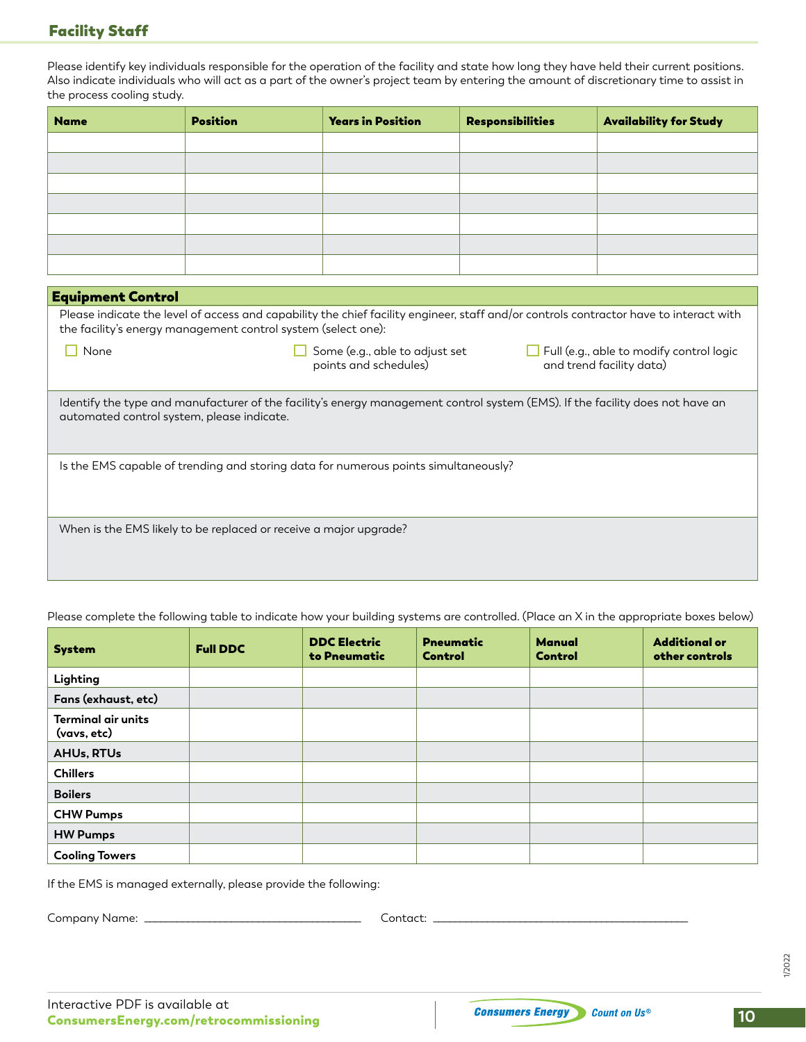## Facility Staff

Please identify key individuals responsible for the operation of the facility and state how long they have held their current positions. Also indicate individuals who will act as a part of the owner's project team by entering the amount of discretionary time to assist in the process cooling study.

| Name | Position | Years in Position | Responsibilities | Availability for Study |
|---|---|---|---|---|
| | | | | |
| | | | | |
| | | | | |
| | | | | |
| | | | | |
| | | | | |
| | | | | |

## Equipment Control

Please indicate the level of access and capability the chief facility engineer, staff and/or controls contractor have to interact with the facility's energy management control system (select one):

- ☐ None
- ☐ Some (e.g., able to adjust set points and schedules)
- ☐ Full (e.g., able to modify control logic and trend facility data)

Identify the type and manufacturer of the facility's energy management control system (EMS). If the facility does not have an automated control system, please indicate.

Is the EMS capable of trending and storing data for numerous points simultaneously?

When is the EMS likely to be replaced or receive a major upgrade?

Please complete the following table to indicate how your building systems are controlled. (Place an X in the appropriate boxes below)

| System | Full DDC | DDC Electric to Pneumatic | Pneumatic Control | Manual Control | Additional or other controls |
|---|---|---|---|---|---|
| Lighting | | | | | |
| Fans (exhaust, etc) | | | | | |
| Terminal air units (vavs, etc) | | | | | |
| AHUs, RTUs | | | | | |
| Chillers | | | | | |
| Boilers | | | | | |
| CHW Pumps | | | | | |
| HW Pumps | | | | | |
| Cooling Towers | | | | | |

If the EMS is managed externally, please provide the following:

Company Name: ________________________________ Contact: ________________________________

Interactive PDF is available at **ConsumersEnergy.com/retrocommissioning**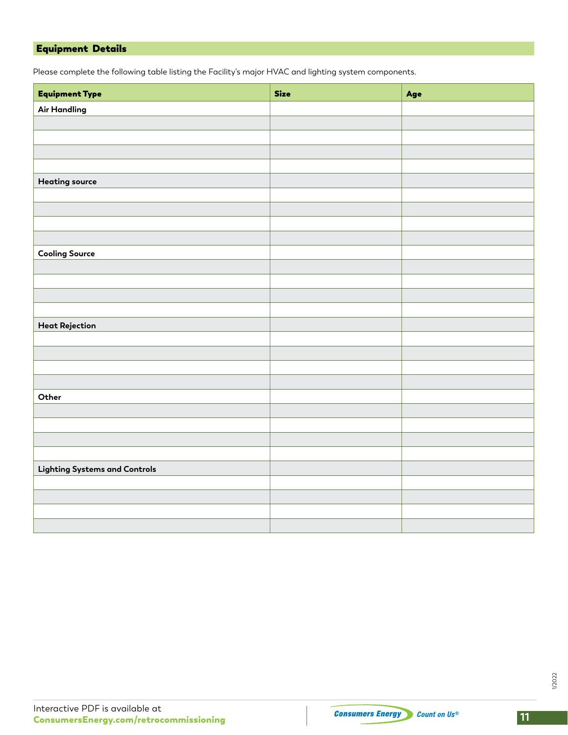## Equipment Details

Please complete the following table listing the Facility's major HVAC and lighting system components.

| Equipment Type | Size | Age |
| --- | --- | --- |
| **Air Handling** | | |
| | | |
| | | |
| | | |
| | | |
| **Heating source** | | |
| | | |
| | | |
| | | |
| | | |
| **Cooling Source** | | |
| | | |
| | | |
| | | |
| | | |
| **Heat Rejection** | | |
| | | |
| | | |
| | | |
| | | |
| **Other** | | |
| | | |
| | | |
| | | |
| | | |
| **Lighting Systems and Controls** | | |
| | | |
| | | |
| | | |
| | | |

Interactive PDF is available at
**ConsumersEnergy.com/retrocommissioning**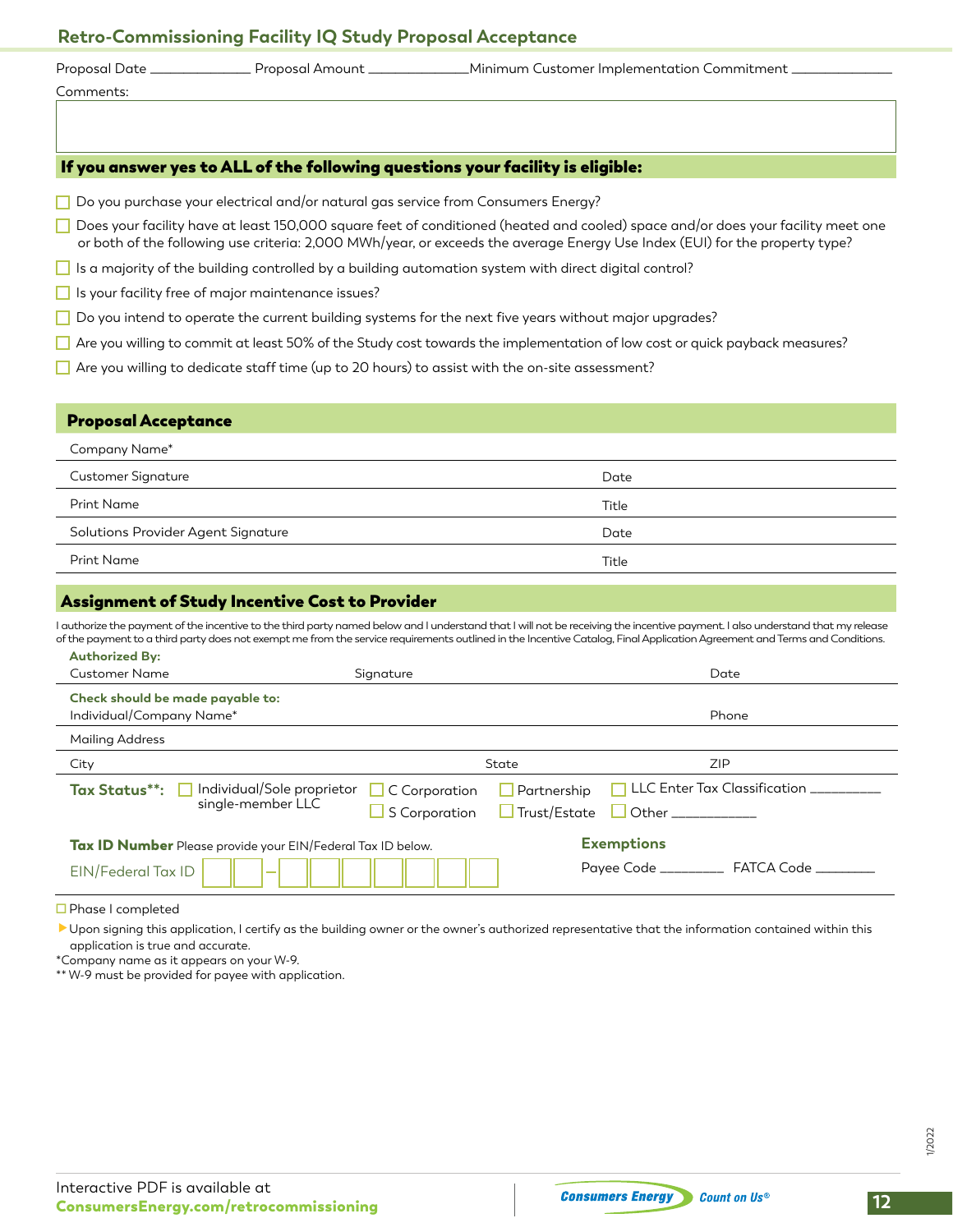## Retro-Commissioning Facility IQ Study Proposal Acceptance

Proposal Date ______________ Proposal Amount ______________ Minimum Customer Implementation Commitment ______________

Comments:

### If you answer yes to ALL of the following questions your facility is eligible:

- ☐ Do you purchase your electrical and/or natural gas service from Consumers Energy?
- ☐ Does your facility have at least 150,000 square feet of conditioned (heated and cooled) space and/or does your facility meet one or both of the following use criteria: 2,000 MWh/year, or exceeds the average Energy Use Index (EUI) for the property type?
- ☐ Is a majority of the building controlled by a building automation system with direct digital control?
- ☐ Is your facility free of major maintenance issues?
- ☐ Do you intend to operate the current building systems for the next five years without major upgrades?
- ☐ Are you willing to commit at least 50% of the Study cost towards the implementation of low cost or quick payback measures?
- ☐ Are you willing to dedicate staff time (up to 20 hours) to assist with the on-site assessment?

### Proposal Acceptance

| | |
|---|---|
| Company Name* | |
| Customer Signature | Date |
| Print Name | Title |
| Solutions Provider Agent Signature | Date |
| Print Name | Title |

### Assignment of Study Incentive Cost to Provider

I authorize the payment of the incentive to the third party named below and I understand that I will not be receiving the incentive payment. I also understand that my release of the payment to a third party does not exempt me from the service requirements outlined in the Incentive Catalog, Final Application Agreement and Terms and Conditions.

**Authorized By:**

| | | |
|---|---|---|
| Customer Name | Signature | Date |

**Check should be made payable to:**

| | | |
|---|---|---|
| Individual/Company Name* | | Phone |
| Mailing Address | | |
| City | State | ZIP |

**Tax Status**\*\*: ☐ Individual/Sole proprietor single-member LLC ☐ C Corporation ☐ S Corporation ☐ Partnership ☐ Trust/Estate ☐ LLC Enter Tax Classification __________ ☐ Other ____________

**Tax ID Number** Please provide your EIN/Federal Tax ID below.

EIN/Federal Tax ID ☐☐ – ☐☐☐☐☐☐☐

**Exemptions**

Payee Code _________ FATCA Code _________

☐ Phase I completed

▶ Upon signing this application, I certify as the building owner or the owner's authorized representative that the information contained within this application is true and accurate.

*Company name as it appears on your W-9.

** W-9 must be provided for payee with application.

1/2022

Interactive PDF is available at **ConsumersEnergy.com/retrocommissioning**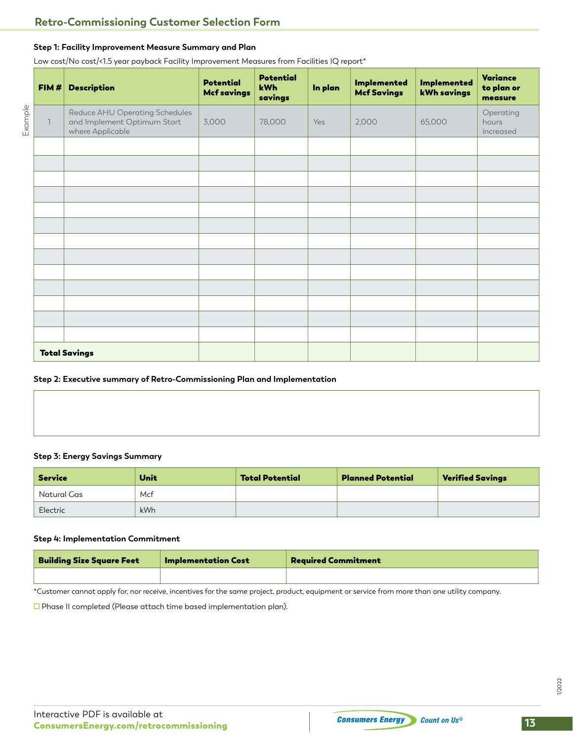# Retro-Commissioning Customer Selection Form

### Step 1: Facility Improvement Measure Summary and Plan

Low cost/No cost/<1.5 year payback Facility Improvement Measures from Facilities IQ report*

| | FIM # | Description | Potential Mcf savings | Potential kWh savings | In plan | Implemented Mcf Savings | Implemented kWh savings | Variance to plan or measure |
|---|---|---|---|---|---|---|---|---|
| Example | 1 | Reduce AHU Operating Schedules and Implement Optimum Start where Applicable | 3,000 | 78,000 | Yes | 2,000 | 65,000 | Operating hours increased |
| | | | | | | | | |
| | | | | | | | | |
| | | | | | | | | |
| | | | | | | | | |
| | | | | | | | | |
| | | | | | | | | |
| | | | | | | | | |
| | | | | | | | | |
| | | | | | | | | |
| | | | | | | | | |
| | | | | | | | | |
| | | | | | | | | |
| | | | | | | | | |
| | **Total Savings** | | | | | | | |

### Step 2: Executive summary of Retro-Commissioning Plan and Implementation

### Step 3: Energy Savings Summary

| Service | Unit | Total Potential | Planned Potential | Verified Savings |
|---|---|---|---|---|
| Natural Gas | Mcf | | | |
| Electric | kWh | | | |

### Step 4: Implementation Commitment

| Building Size Square Feet | Implementation Cost | Required Commitment |
|---|---|---|
| | | |

*Customer cannot apply for, nor receive, incentives for the same project, product, equipment or service from more than one utility company.

☐ Phase II completed (Please attach time based implementation plan).

Interactive PDF is available at **ConsumersEnergy.com/retrocommissioning**

1/2022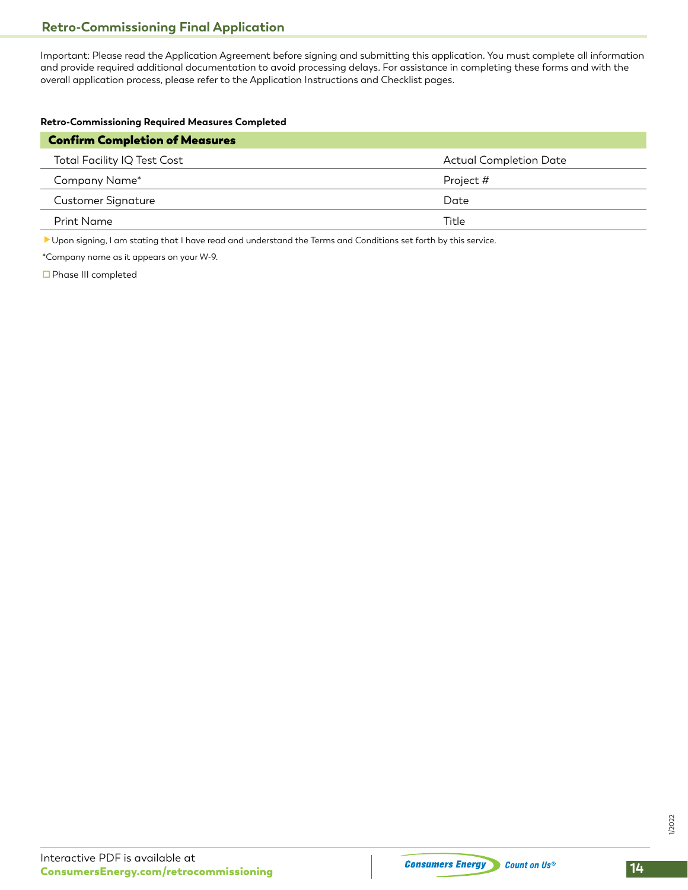## Retro-Commissioning Final Application

Important: Please read the Application Agreement before signing and submitting this application. You must complete all information and provide required additional documentation to avoid processing delays. For assistance in completing these forms and with the overall application process, please refer to the Application Instructions and Checklist pages.

**Retro-Commissioning Required Measures Completed**

### Confirm Completion of Measures

| | |
|---|---|
| Total Facility IQ Test Cost | Actual Completion Date |
| Company Name* | Project # |
| Customer Signature | Date |
| Print Name | Title |

▶ Upon signing, I am stating that I have read and understand the Terms and Conditions set forth by this service.

*Company name as it appears on your W-9.

☐ Phase III completed

Interactive PDF is available at **ConsumersEnergy.com/retrocommissioning**

Consumers Energy Count on Us®

1/2022